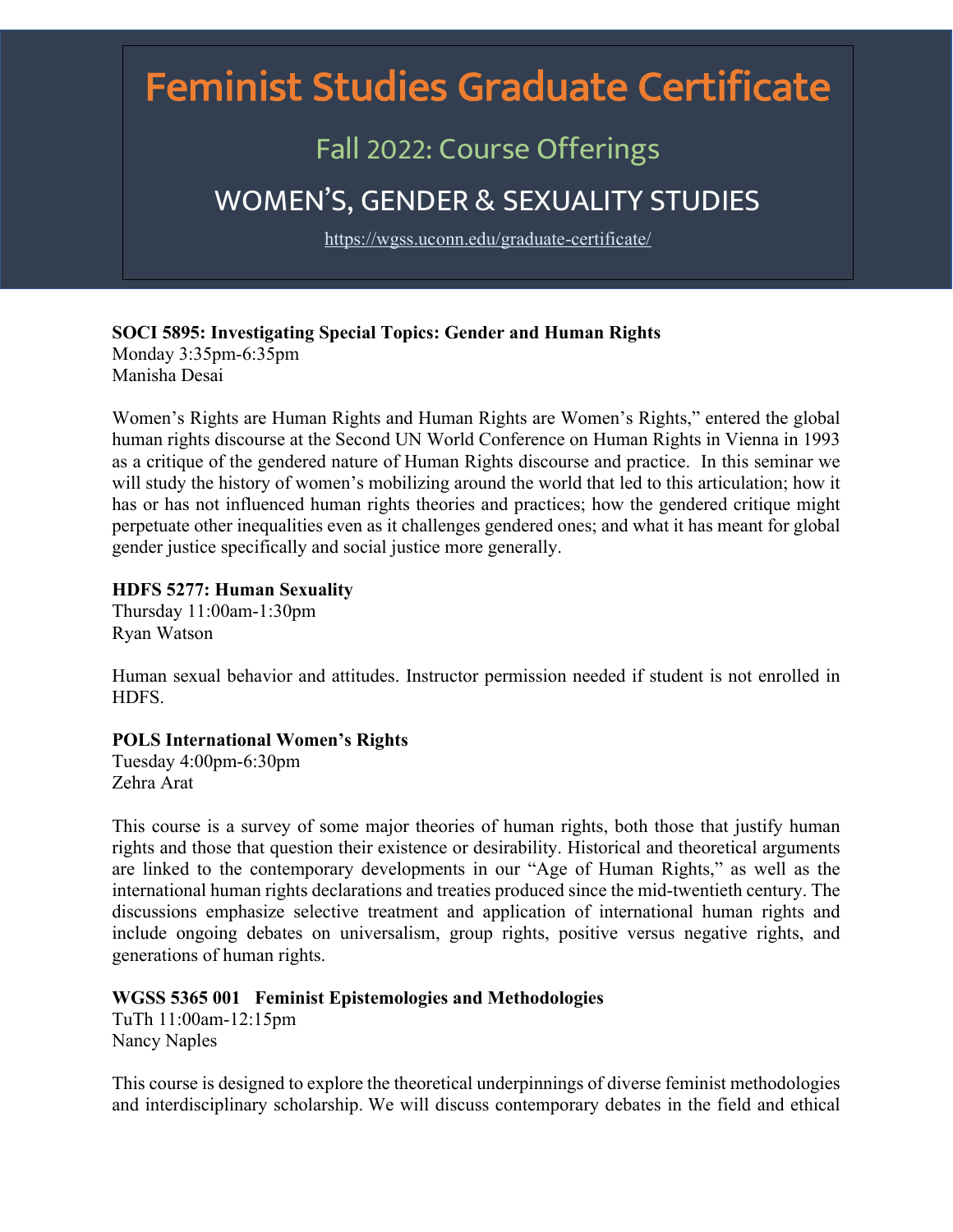# Feminist Studies Graduate Certificate

## Fall 2022: Course Offerings

## WOMEN'S, GENDER & SEXUALITY STUDIES

https://wgss.uconn.edu/graduate-certificate/

**SOCI 5895: Investigating Special Topics: Gender and Human Rights**
Monday 3:35pm-6:35pm
Manisha Desai

Women's Rights are Human Rights and Human Rights are Women's Rights," entered the global human rights discourse at the Second UN World Conference on Human Rights in Vienna in 1993 as a critique of the gendered nature of Human Rights discourse and practice. In this seminar we will study the history of women's mobilizing around the world that led to this articulation; how it has or has not influenced human rights theories and practices; how the gendered critique might perpetuate other inequalities even as it challenges gendered ones; and what it has meant for global gender justice specifically and social justice more generally.

**HDFS 5277: Human Sexuality**
Thursday 11:00am-1:30pm
Ryan Watson

Human sexual behavior and attitudes. Instructor permission needed if student is not enrolled in HDFS.

**POLS International Women's Rights**
Tuesday 4:00pm-6:30pm
Zehra Arat

This course is a survey of some major theories of human rights, both those that justify human rights and those that question their existence or desirability. Historical and theoretical arguments are linked to the contemporary developments in our "Age of Human Rights," as well as the international human rights declarations and treaties produced since the mid-twentieth century. The discussions emphasize selective treatment and application of international human rights and include ongoing debates on universalism, group rights, positive versus negative rights, and generations of human rights.

**WGSS 5365 001 Feminist Epistemologies and Methodologies**
TuTh 11:00am-12:15pm
Nancy Naples

This course is designed to explore the theoretical underpinnings of diverse feminist methodologies and interdisciplinary scholarship. We will discuss contemporary debates in the field and ethical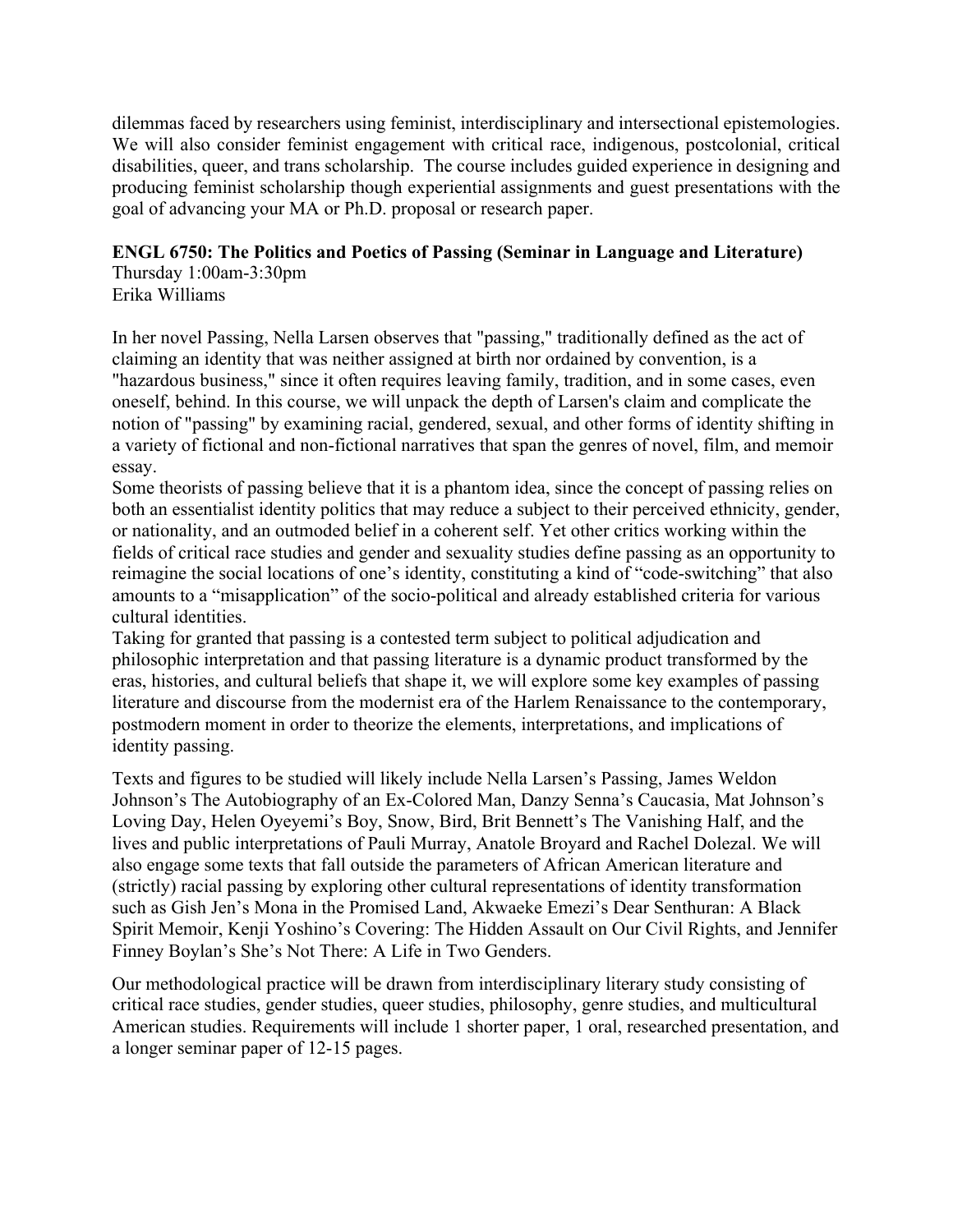dilemmas faced by researchers using feminist, interdisciplinary and intersectional epistemologies. We will also consider feminist engagement with critical race, indigenous, postcolonial, critical disabilities, queer, and trans scholarship. The course includes guided experience in designing and producing feminist scholarship though experiential assignments and guest presentations with the goal of advancing your MA or Ph.D. proposal or research paper.

**ENGL 6750: The Politics and Poetics of Passing (Seminar in Language and Literature)**
Thursday 1:00am-3:30pm
Erika Williams

In her novel Passing, Nella Larsen observes that "passing," traditionally defined as the act of claiming an identity that was neither assigned at birth nor ordained by convention, is a "hazardous business," since it often requires leaving family, tradition, and in some cases, even oneself, behind. In this course, we will unpack the depth of Larsen's claim and complicate the notion of "passing" by examining racial, gendered, sexual, and other forms of identity shifting in a variety of fictional and non-fictional narratives that span the genres of novel, film, and memoir essay.

Some theorists of passing believe that it is a phantom idea, since the concept of passing relies on both an essentialist identity politics that may reduce a subject to their perceived ethnicity, gender, or nationality, and an outmoded belief in a coherent self. Yet other critics working within the fields of critical race studies and gender and sexuality studies define passing as an opportunity to reimagine the social locations of one's identity, constituting a kind of "code-switching" that also amounts to a "misapplication" of the socio-political and already established criteria for various cultural identities.

Taking for granted that passing is a contested term subject to political adjudication and philosophic interpretation and that passing literature is a dynamic product transformed by the eras, histories, and cultural beliefs that shape it, we will explore some key examples of passing literature and discourse from the modernist era of the Harlem Renaissance to the contemporary, postmodern moment in order to theorize the elements, interpretations, and implications of identity passing.

Texts and figures to be studied will likely include Nella Larsen's Passing, James Weldon Johnson's The Autobiography of an Ex-Colored Man, Danzy Senna's Caucasia, Mat Johnson's Loving Day, Helen Oyeyemi's Boy, Snow, Bird, Brit Bennett's The Vanishing Half, and the lives and public interpretations of Pauli Murray, Anatole Broyard and Rachel Dolezal. We will also engage some texts that fall outside the parameters of African American literature and (strictly) racial passing by exploring other cultural representations of identity transformation such as Gish Jen's Mona in the Promised Land, Akwaeke Emezi's Dear Senthuran: A Black Spirit Memoir, Kenji Yoshino's Covering: The Hidden Assault on Our Civil Rights, and Jennifer Finney Boylan's She's Not There: A Life in Two Genders.

Our methodological practice will be drawn from interdisciplinary literary study consisting of critical race studies, gender studies, queer studies, philosophy, genre studies, and multicultural American studies. Requirements will include 1 shorter paper, 1 oral, researched presentation, and a longer seminar paper of 12-15 pages.